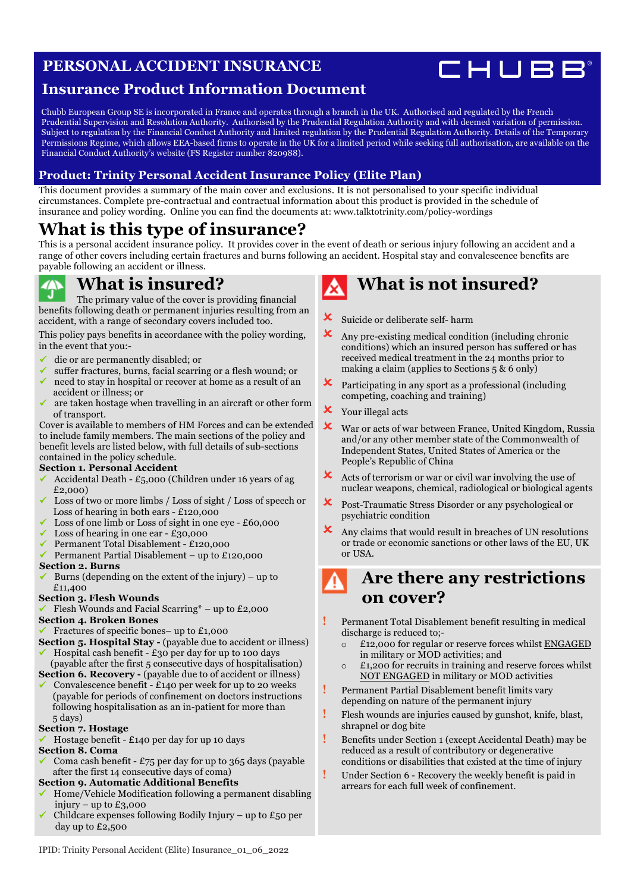# PERSONAL ACCIDENT INSURANCE

## Insurance Product Information Document

CHUBB®

Chubb European Group SE is incorporated in France and operates through a branch in the UK. Authorised and regulated by the French Prudential Supervision and Resolution Authority. Authorised by the Prudential Regulation Authority and with deemed variation of permission. Subject to regulation by the Financial Conduct Authority and limited regulation by the Prudential Regulation Authority. Details of the Temporary Permissions Regime, which allows EEA-based firms to operate in the UK for a limited period while seeking full authorisation, are available on the Financial Conduct Authority's website (FS Register number 820988).

### Product: Trinity Personal Accident Insurance Policy (Elite Plan)

This document provides a summary of the main cover and exclusions. It is not personalised to your specific individual circumstances. Complete pre-contractual and contractual information about this product is provided in the schedule of insurance and policy wording. Online you can find the documents at: www.talktotrinity.com/policy-wordings

# What is this type of insurance?

This is a personal accident insurance policy. It provides cover in the event of death or serious injury following an accident and a range of other covers including certain fractures and burns following an accident. Hospital stay and convalescence benefits are payable following an accident or illness.

## What is insured?

The primary value of the cover is providing financial benefits following death or permanent injuries resulting from an accident, with a range of secondary covers included too.

This policy pays benefits in accordance with the policy wording, in the event that you:-

- ✓ die or are permanently disabled; or
- ✓ suffer fractures, burns, facial scarring or a flesh wound; or
- ✓ need to stay in hospital or recover at home as a result of an accident or illness; or
- ✓ are taken hostage when travelling in an aircraft or other form of transport.

Cover is available to members of HM Forces and can be extended to include family members. The main sections of the policy and benefit levels are listed below, with full details of sub-sections contained in the policy schedule.

**Section 1. Personal Accident**

- ✓ Accidental Death - £5,000 (Children under 16 years of ag £2,000)
- ✓ Loss of two or more limbs / Loss of sight / Loss of speech or Loss of hearing in both ears - £120,000
- ✓ Loss of one limb or Loss of sight in one eye - £60,000
- ✓ Loss of hearing in one ear - £30,000
- ✓ Permanent Total Disablement - £120,000
- ✓ Permanent Partial Disablement – up to £120,000

**Section 2. Burns**

- ✓ Burns (depending on the extent of the injury) – up to £11,400

**Section 3. Flesh Wounds**

- ✓ Flesh Wounds and Facial Scarring* – up to £2,000

**Section 4. Broken Bones**

- ✓ Fractures of specific bones– up to £1,000

**Section 5. Hospital Stay -** (payable due to accident or illness)

- ✓ Hospital cash benefit - £30 per day for up to 100 days (payable after the first 5 consecutive days of hospitalisation)

**Section 6. Recovery -** (payable due to of accident or illness)

- ✓ Convalescence benefit - £140 per week for up to 20 weeks (payable for periods of confinement on doctors instructions following hospitalisation as an in-patient for more than 5 days)

**Section 7. Hostage**

- ✓ Hostage benefit - £140 per day for up 10 days

**Section 8. Coma**

- ✓ Coma cash benefit - £75 per day for up to 365 days (payable after the first 14 consecutive days of coma)

**Section 9. Automatic Additional Benefits**

- ✓ Home/Vehicle Modification following a permanent disabling injury – up to £3,000
- ✓ Childcare expenses following Bodily Injury – up to £50 per day up to £2,500

## What is not insured?

- ✗ Suicide or deliberate self- harm
- ✗ Any pre-existing medical condition (including chronic conditions) which an insured person has suffered or has received medical treatment in the 24 months prior to making a claim (applies to Sections 5 & 6 only)
- ✗ Participating in any sport as a professional (including competing, coaching and training)
- ✗ Your illegal acts
- ✗ War or acts of war between France, United Kingdom, Russia and/or any other member state of the Commonwealth of Independent States, United States of America or the People's Republic of China
- ✗ Acts of terrorism or war or civil war involving the use of nuclear weapons, chemical, radiological or biological agents
- ✗ Post-Traumatic Stress Disorder or any psychological or psychiatric condition
- ✗ Any claims that would result in breaches of UN resolutions or trade or economic sanctions or other laws of the EU, UK or USA.

## Are there any restrictions on cover?

- ! Permanent Total Disablement benefit resulting in medical discharge is reduced to;-
  - £12,000 for regular or reserve forces whilst ENGAGED in military or MOD activities; and
  - £1,200 for recruits in training and reserve forces whilst NOT ENGAGED in military or MOD activities
- ! Permanent Partial Disablement benefit limits vary depending on nature of the permanent injury
- ! Flesh wounds are injuries caused by gunshot, knife, blast, shrapnel or dog bite
- ! Benefits under Section 1 (except Accidental Death) may be reduced as a result of contributory or degenerative conditions or disabilities that existed at the time of injury
- ! Under Section 6 - Recovery the weekly benefit is paid in arrears for each full week of confinement.

IPID: Trinity Personal Accident (Elite) Insurance_01_06_2022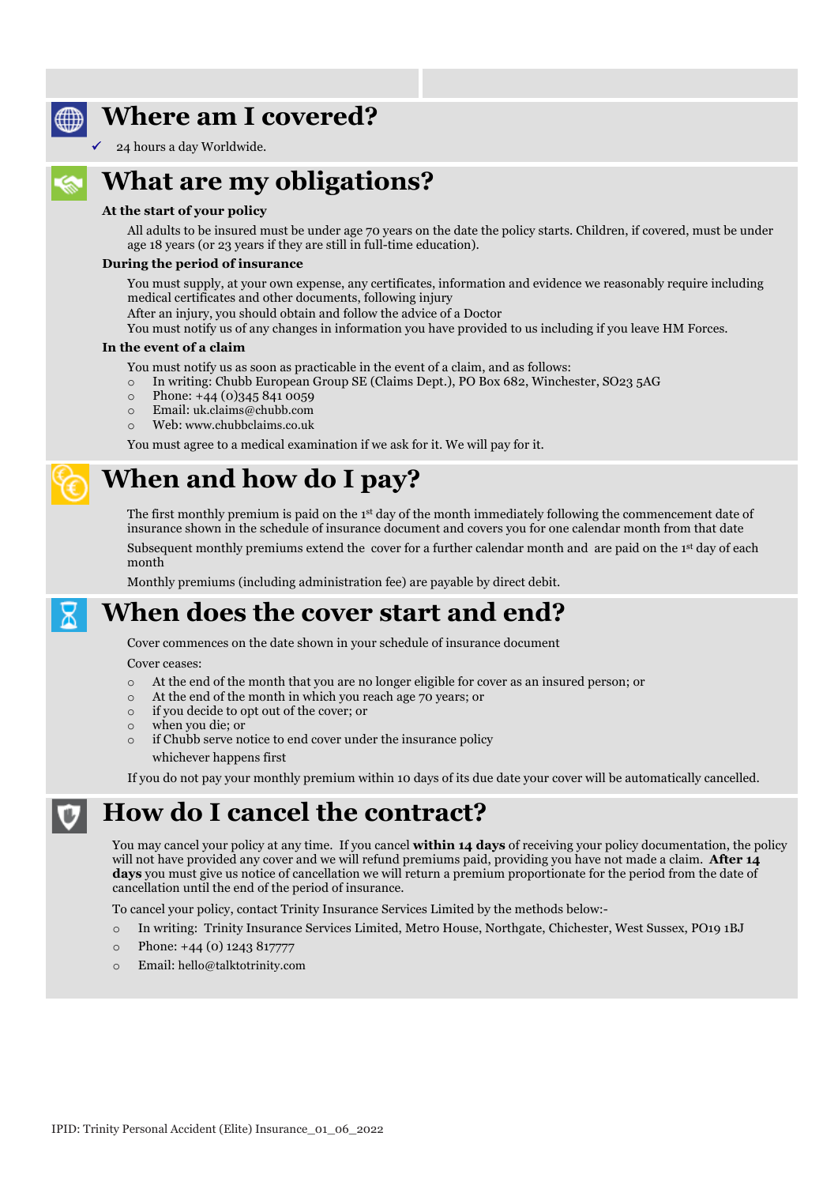## Where am I covered?

- ✓ 24 hours a day Worldwide.

## What are my obligations?

**At the start of your policy**

All adults to be insured must be under age 70 years on the date the policy starts. Children, if covered, must be under age 18 years (or 23 years if they are still in full-time education).

**During the period of insurance**

You must supply, at your own expense, any certificates, information and evidence we reasonably require including medical certificates and other documents, following injury
After an injury, you should obtain and follow the advice of a Doctor
You must notify us of any changes in information you have provided to us including if you leave HM Forces.

**In the event of a claim**

You must notify us as soon as practicable in the event of a claim, and as follows:

- In writing: Chubb European Group SE (Claims Dept.), PO Box 682, Winchester, SO23 5AG
- Phone: +44 (0)345 841 0059
- Email: uk.claims@chubb.com
- Web: www.chubbclaims.co.uk

You must agree to a medical examination if we ask for it. We will pay for it.

## When and how do I pay?

The first monthly premium is paid on the 1st day of the month immediately following the commencement date of insurance shown in the schedule of insurance document and covers you for one calendar month from that date

Subsequent monthly premiums extend the cover for a further calendar month and are paid on the 1st day of each month

Monthly premiums (including administration fee) are payable by direct debit.

## When does the cover start and end?

Cover commences on the date shown in your schedule of insurance document

Cover ceases:

- At the end of the month that you are no longer eligible for cover as an insured person; or
- At the end of the month in which you reach age 70 years; or
- if you decide to opt out of the cover; or
- when you die; or
- if Chubb serve notice to end cover under the insurance policy

  whichever happens first

If you do not pay your monthly premium within 10 days of its due date your cover will be automatically cancelled.

## How do I cancel the contract?

You may cancel your policy at any time. If you cancel **within 14 days** of receiving your policy documentation, the policy will not have provided any cover and we will refund premiums paid, providing you have not made a claim. **After 14 days** you must give us notice of cancellation we will return a premium proportionate for the period from the date of cancellation until the end of the period of insurance.

To cancel your policy, contact Trinity Insurance Services Limited by the methods below:-

- In writing: Trinity Insurance Services Limited, Metro House, Northgate, Chichester, West Sussex, PO19 1BJ
- Phone: +44 (0) 1243 817777
- Email: hello@talktotrinity.com

IPID: Trinity Personal Accident (Elite) Insurance_01_06_2022